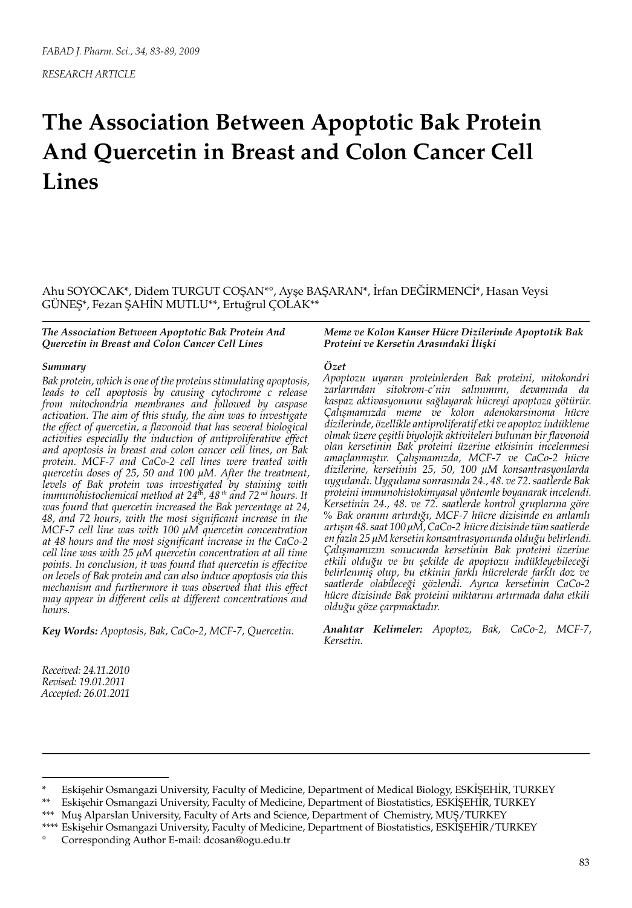*FABAD J. Pharm. Sci., 34, 83-89, 2009*

*RESEARCH ARTICLE*

# The Association Between Apoptotic Bak Protein And Quercetin in Breast and Colon Cancer Cell Lines

Ahu SOYOCAK*, Didem TURGUT COŞAN*°, Ayşe BAŞARAN*, İrfan DEĞİRMENCİ*, Hasan Veysi GÜNEŞ*, Fezan ŞAHİN MUTLU**, Ertuğrul ÇOLAK**

***The Association Between Apoptotic Bak Protein And Quercetin in Breast and Colon Cancer Cell Lines***

***Summary***

*Bak protein, which is one of the proteins stimulating apoptosis, leads to cell apoptosis by causing cytochrome c release from mitochondria membranes and followed by caspase activation. The aim of this study, the aim was to investigate the effect of quercetin, a flavonoid that has several biological activities especially the induction of antiproliferative effect and apoptosis in breast and colon cancer cell lines, on Bak protein. MCF-7 and CaCo-2 cell lines were treated with quercetin doses of 25, 50 and 100 μM. After the treatment, levels of Bak protein was investigated by staining with immunohistochemical method at 24th, 48th and 72nd hours. It was found that quercetin increased the Bak percentage at 24, 48, and 72 hours, with the most significant increase in the MCF-7 cell line was with 100 μM quercetin concentration at 48 hours and the most significant increase in the CaCo-2 cell line was with 25 μM quercetin concentration at all time points. In conclusion, it was found that quercetin is effective on levels of Bak protein and can also induce apoptosis via this mechanism and furthermore it was observed that this effect may appear in different cells at different concentrations and hours.*

***Key Words:*** *Apoptosis, Bak, CaCo-2, MCF-7, Quercetin.*

***Meme ve Kolon Kanser Hücre Dizilerinde Apoptotik Bak Proteini ve Kersetin Arasındaki İlişki***

***Özet***

*Apoptozu uyaran proteinlerden Bak proteini, mitokondri zarlarından sitokrom-c'nin salınımını, devamında da kaspaz aktivasyonunu sağlayarak hücreyi apoptoza götürür. Çalışmamızda meme ve kolon adenokarsinoma hücre dizilerinde, özellikle antiproliferatif etki ve apoptoz indükleme olmak üzere çeşitli biyolojik aktiviteleri bulunan bir flavonoid olan kersetinin Bak proteini üzerine etkisinin incelenmesi amaçlanmıştır. Çalışmamızda, MCF-7 ve CaCo-2 hücre dizilerine, kersetinin 25, 50, 100 μM konsantrasyonlarda uygulandı. Uygulama sonrasında 24., 48. ve 72. saatlerde Bak proteini immunohistokimyasal yöntemle boyanarak incelendi. Kersetinin 24., 48. ve 72. saatlerde kontrol gruplarına göre % Bak oranını artırdığı, MCF-7 hücre dizisinde en anlamlı artışın 48. saat 100 μM, CaCo-2 hücre dizisinde tüm saatlerde en fazla 25 μM kersetin konsantrasyonunda olduğu belirlendi. Çalışmamızın sonucunda kersetinin Bak proteini üzerine etkili olduğu ve bu şekilde de apoptozu indükleyebileceği belirlenmiş olup, bu etkinin farklı hücrelerde farklı doz ve saatlerde olabileceği gözlendi. Ayrıca kersetinin CaCo-2 hücre dizisinde Bak proteini miktarını artırmada daha etkili olduğu göze çarpmaktadır.*

***Anahtar Kelimeler:*** *Apoptoz, Bak, CaCo-2, MCF-7, Kersetin.*

*Received: 24.11.2010*
*Revised: 19.01.2011*
*Accepted: 26.01.2011*

---

\* Eskişehir Osmangazi University, Faculty of Medicine, Department of Medical Biology, ESKİŞEHİR, TURKEY

\** Eskişehir Osmangazi University, Faculty of Medicine, Department of Biostatistics, ESKİŞEHİR, TURKEY

\*** Muş Alparslan University, Faculty of Arts and Science, Department of Chemistry, MUŞ/TURKEY

\**** Eskişehir Osmangazi University, Faculty of Medicine, Department of Biostatistics, ESKİŞEHİR/TURKEY

° Corresponding Author E-mail: dcosan@ogu.edu.tr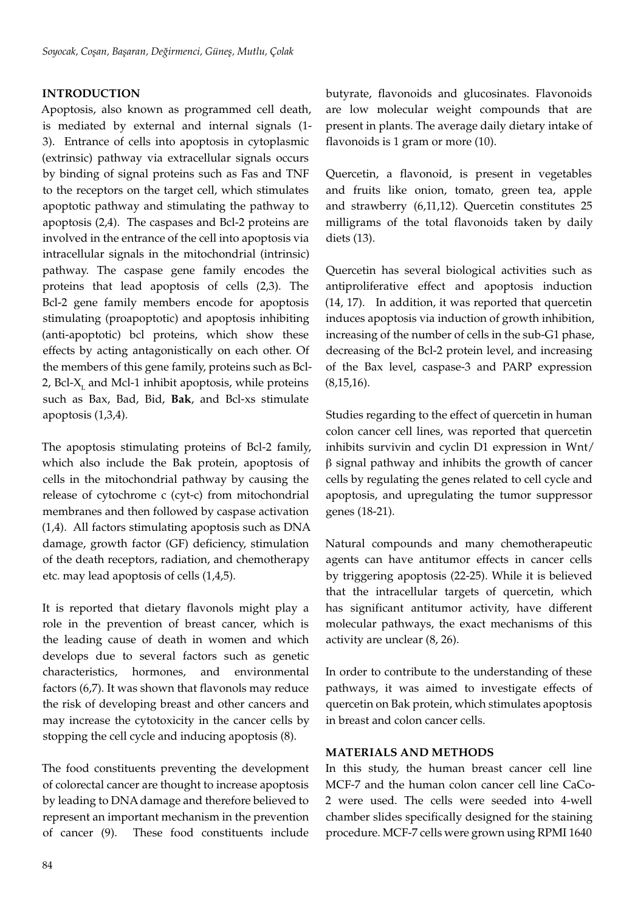## INTRODUCTION

Apoptosis, also known as programmed cell death, is mediated by external and internal signals (1-3). Entrance of cells into apoptosis in cytoplasmic (extrinsic) pathway via extracellular signals occurs by binding of signal proteins such as Fas and TNF to the receptors on the target cell, which stimulates apoptotic pathway and stimulating the pathway to apoptosis (2,4). The caspases and Bcl-2 proteins are involved in the entrance of the cell into apoptosis via intracellular signals in the mitochondrial (intrinsic) pathway. The caspase gene family encodes the proteins that lead apoptosis of cells (2,3). The Bcl-2 gene family members encode for apoptosis stimulating (proapoptotic) and apoptosis inhibiting (anti-apoptotic) bcl proteins, which show these effects by acting antagonistically on each other. Of the members of this gene family, proteins such as Bcl-2, Bcl-$X_L$ and Mcl-1 inhibit apoptosis, while proteins such as Bax, Bad, Bid, **Bak**, and Bcl-xs stimulate apoptosis (1,3,4).

The apoptosis stimulating proteins of Bcl-2 family, which also include the Bak protein, apoptosis of cells in the mitochondrial pathway by causing the release of cytochrome c (cyt-c) from mitochondrial membranes and then followed by caspase activation (1,4). All factors stimulating apoptosis such as DNA damage, growth factor (GF) deficiency, stimulation of the death receptors, radiation, and chemotherapy etc. may lead apoptosis of cells (1,4,5).

It is reported that dietary flavonols might play a role in the prevention of breast cancer, which is the leading cause of death in women and which develops due to several factors such as genetic characteristics, hormones, and environmental factors (6,7). It was shown that flavonols may reduce the risk of developing breast and other cancers and may increase the cytotoxicity in the cancer cells by stopping the cell cycle and inducing apoptosis (8).

The food constituents preventing the development of colorectal cancer are thought to increase apoptosis by leading to DNA damage and therefore believed to represent an important mechanism in the prevention of cancer (9). These food constituents include butyrate, flavonoids and glucosinates. Flavonoids are low molecular weight compounds that are present in plants. The average daily dietary intake of flavonoids is 1 gram or more (10).

Quercetin, a flavonoid, is present in vegetables and fruits like onion, tomato, green tea, apple and strawberry (6,11,12). Quercetin constitutes 25 milligrams of the total flavonoids taken by daily diets (13).

Quercetin has several biological activities such as antiproliferative effect and apoptosis induction (14, 17). In addition, it was reported that quercetin induces apoptosis via induction of growth inhibition, increasing of the number of cells in the sub-G1 phase, decreasing of the Bcl-2 protein level, and increasing of the Bax level, caspase-3 and PARP expression (8,15,16).

Studies regarding to the effect of quercetin in human colon cancer cell lines, was reported that quercetin inhibits survivin and cyclin D1 expression in Wnt/β signal pathway and inhibits the growth of cancer cells by regulating the genes related to cell cycle and apoptosis, and upregulating the tumor suppressor genes (18-21).

Natural compounds and many chemotherapeutic agents can have antitumor effects in cancer cells by triggering apoptosis (22-25). While it is believed that the intracellular targets of quercetin, which has significant antitumor activity, have different molecular pathways, the exact mechanisms of this activity are unclear (8, 26).

In order to contribute to the understanding of these pathways, it was aimed to investigate effects of quercetin on Bak protein, which stimulates apoptosis in breast and colon cancer cells.

## MATERIALS AND METHODS

In this study, the human breast cancer cell line MCF-7 and the human colon cancer cell line CaCo-2 were used. The cells were seeded into 4-well chamber slides specifically designed for the staining procedure. MCF-7 cells were grown using RPMI 1640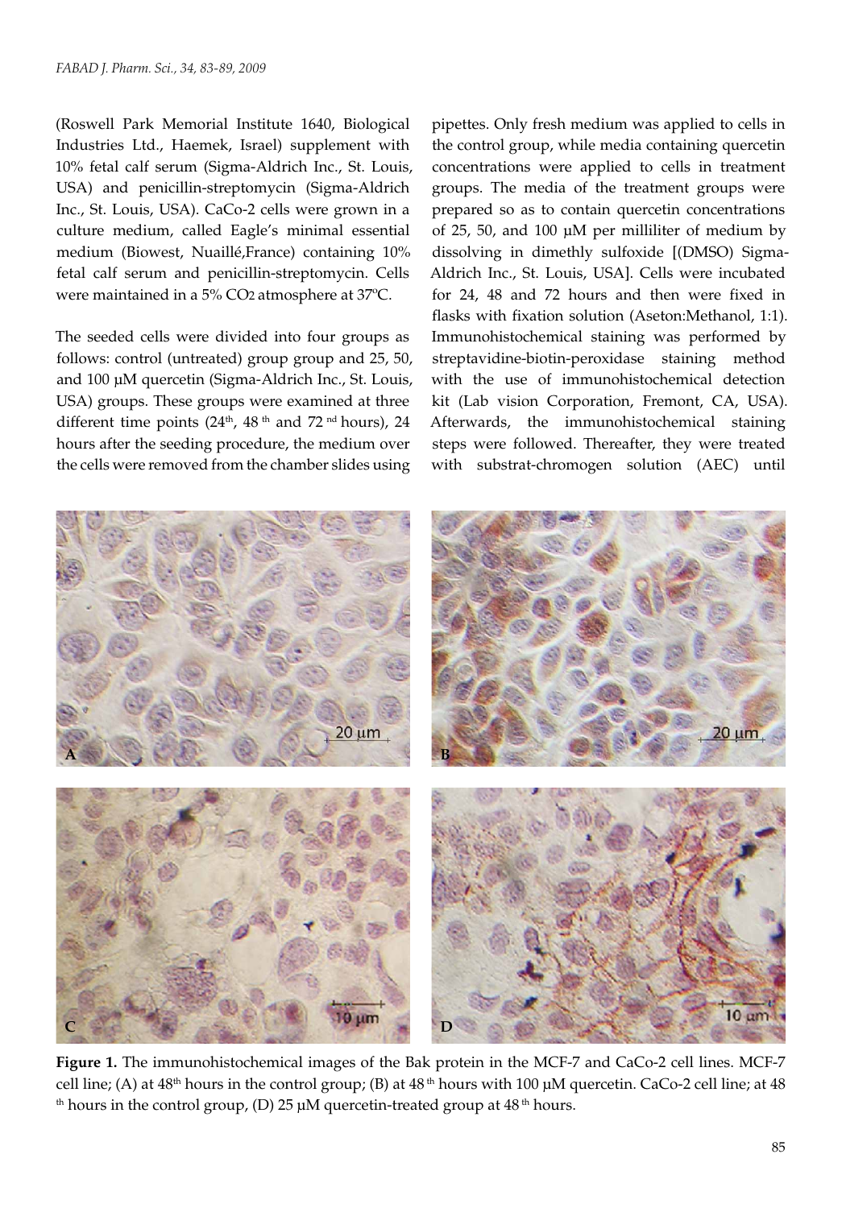(Roswell Park Memorial Institute 1640, Biological Industries Ltd., Haemek, Israel) supplement with 10% fetal calf serum (Sigma-Aldrich Inc., St. Louis, USA) and penicillin-streptomycin (Sigma-Aldrich Inc., St. Louis, USA). CaCo-2 cells were grown in a culture medium, called Eagle's minimal essential medium (Biowest, Nuaillé,France) containing 10% fetal calf serum and penicillin-streptomycin. Cells were maintained in a 5% $CO_2$ atmosphere at 37ºC.

The seeded cells were divided into four groups as follows: control (untreated) group group and 25, 50, and 100 µM quercetin (Sigma-Aldrich Inc., St. Louis, USA) groups. These groups were examined at three different time points (24th, 48th and 72nd hours), 24 hours after the seeding procedure, the medium over the cells were removed from the chamber slides using pipettes. Only fresh medium was applied to cells in the control group, while media containing quercetin concentrations were applied to cells in treatment groups. The media of the treatment groups were prepared so as to contain quercetin concentrations of 25, 50, and 100 µM per milliliter of medium by dissolving in dimethly sulfoxide [(DMSO) Sigma-Aldrich Inc., St. Louis, USA]. Cells were incubated for 24, 48 and 72 hours and then were fixed in flasks with fixation solution (Aseton:Methanol, 1:1). Immunohistochemical staining was performed by streptavidine-biotin-peroxidase staining method with the use of immunohistochemical detection kit (Lab vision Corporation, Fremont, CA, USA). Afterwards, the immunohistochemical staining steps were followed. Thereafter, they were treated with substrat-chromogen solution (AEC) until

**Figure 1.** The immunohistochemical images of the Bak protein in the MCF-7 and CaCo-2 cell lines. MCF-7 cell line; (A) at 48th hours in the control group; (B) at 48th hours with 100 µM quercetin. CaCo-2 cell line; at 48th hours in the control group, (D) 25 µM quercetin-treated group at 48th hours.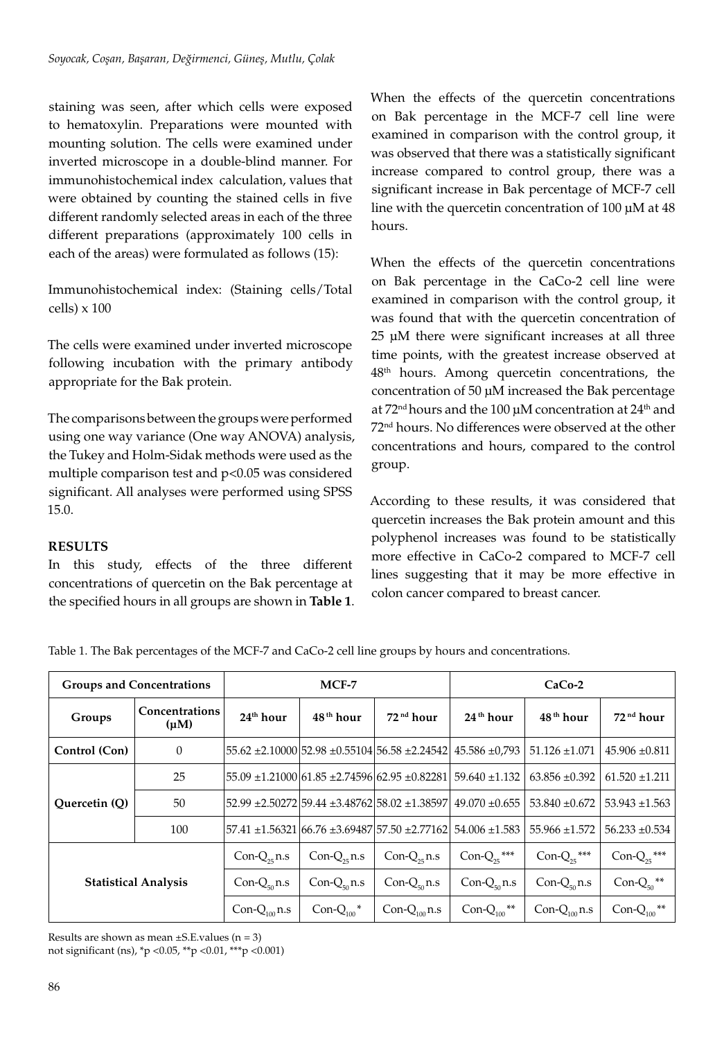staining was seen, after which cells were exposed to hematoxylin. Preparations were mounted with mounting solution. The cells were examined under inverted microscope in a double-blind manner. For immunohistochemical index calculation, values that were obtained by counting the stained cells in five different randomly selected areas in each of the three different preparations (approximately 100 cells in each of the areas) were formulated as follows (15):

Immunohistochemical index: (Staining cells/Total cells) x 100

The cells were examined under inverted microscope following incubation with the primary antibody appropriate for the Bak protein.

The comparisons between the groups were performed using one way variance (One way ANOVA) analysis, the Tukey and Holm-Sidak methods were used as the multiple comparison test and $p<0.05$ was considered significant. All analyses were performed using SPSS 15.0.

## RESULTS

In this study, effects of the three different concentrations of quercetin on the Bak percentage at the specified hours in all groups are shown in **Table 1**.

When the effects of the quercetin concentrations on Bak percentage in the MCF-7 cell line were examined in comparison with the control group, it was observed that there was a statistically significant increase compared to control group, there was a significant increase in Bak percentage of MCF-7 cell line with the quercetin concentration of 100 µM at 48 hours.

When the effects of the quercetin concentrations on Bak percentage in the CaCo-2 cell line were examined in comparison with the control group, it was found that with the quercetin concentration of 25 µM there were significant increases at all three time points, with the greatest increase observed at 48th hours. Among quercetin concentrations, the concentration of 50 µM increased the Bak percentage at 72nd hours and the 100 µM concentration at 24th and 72nd hours. No differences were observed at the other concentrations and hours, compared to the control group.

According to these results, it was considered that quercetin increases the Bak protein amount and this polyphenol increases was found to be statistically more effective in CaCo-2 compared to MCF-7 cell lines suggesting that it may be more effective in colon cancer compared to breast cancer.

Table 1. The Bak percentages of the MCF-7 and CaCo-2 cell line groups by hours and concentrations.

| Groups and Concentrations | | MCF-7 | | | CaCo-2 | | |
|---|---|---|---|---|---|---|---|
| **Groups** | **Concentrations (µM)** | **24th hour** | **48th hour** | **72nd hour** | **24th hour** | **48th hour** | **72nd hour** |
| **Control (Con)** | 0 | 55.62 ±2.10000 | 52.98 ±0.55104 | 56.58 ±2.24542 | 45.586 ±0,793 | 51.126 ±1.071 | 45.906 ±0.811 |
| **Quercetin (Q)** | 25 | 55.09 ±1.21000 | 61.85 ±2.74596 | 62.95 ±0.82281 | 59.640 ±1.132 | 63.856 ±0.392 | 61.520 ±1.211 |
| | 50 | 52.99 ±2.50272 | 59.44 ±3.48762 | 58.02 ±1.38597 | 49.070 ±0.655 | 53.840 ±0.672 | 53.943 ±1.563 |
| | 100 | 57.41 ±1.56321 | 66.76 ±3.69487 | 57.50 ±2.77162 | 54.006 ±1.583 | 55.966 ±1.572 | 56.233 ±0.534 |
| **Statistical Analysis** | | $Con\text{-}Q_{25}$ n.s | $Con\text{-}Q_{25}$ n.s | $Con\text{-}Q_{25}$ n.s | $Con\text{-}Q_{25}$ *** | $Con\text{-}Q_{25}$ *** | $Con\text{-}Q_{25}$ *** |
| | | $Con\text{-}Q_{50}$ n.s | $Con\text{-}Q_{50}$ n.s | $Con\text{-}Q_{50}$ n.s | $Con\text{-}Q_{50}$ n.s | $Con\text{-}Q_{50}$ n.s | $Con\text{-}Q_{50}$ ** |
| | | $Con\text{-}Q_{100}$ n.s | $Con\text{-}Q_{100}$ * | $Con\text{-}Q_{100}$ n.s | $Con\text{-}Q_{100}$ ** | $Con\text{-}Q_{100}$ n.s | $Con\text{-}Q_{100}$ ** |

Results are shown as mean ±S.E.values (n = 3)
not significant (ns), *p <0.05, **p <0.01, ***p <0.001)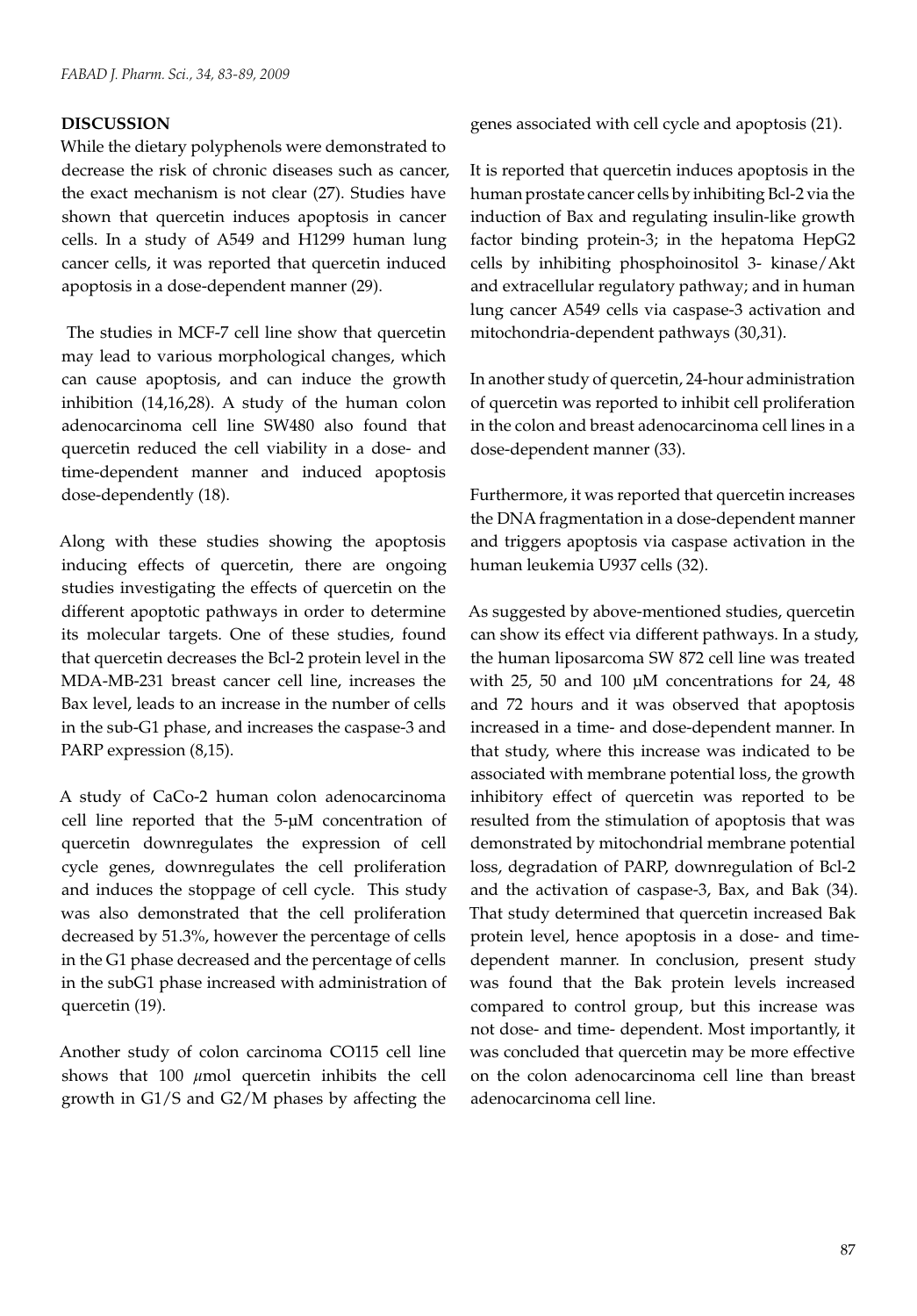## DISCUSSION

While the dietary polyphenols were demonstrated to decrease the risk of chronic diseases such as cancer, the exact mechanism is not clear (27). Studies have shown that quercetin induces apoptosis in cancer cells. In a study of A549 and H1299 human lung cancer cells, it was reported that quercetin induced apoptosis in a dose-dependent manner (29).

The studies in MCF-7 cell line show that quercetin may lead to various morphological changes, which can cause apoptosis, and can induce the growth inhibition (14,16,28). A study of the human colon adenocarcinoma cell line SW480 also found that quercetin reduced the cell viability in a dose- and time-dependent manner and induced apoptosis dose-dependently (18).

Along with these studies showing the apoptosis inducing effects of quercetin, there are ongoing studies investigating the effects of quercetin on the different apoptotic pathways in order to determine its molecular targets. One of these studies, found that quercetin decreases the Bcl-2 protein level in the MDA-MB-231 breast cancer cell line, increases the Bax level, leads to an increase in the number of cells in the sub-G1 phase, and increases the caspase-3 and PARP expression (8,15).

A study of CaCo-2 human colon adenocarcinoma cell line reported that the 5-μM concentration of quercetin downregulates the expression of cell cycle genes, downregulates the cell proliferation and induces the stoppage of cell cycle. This study was also demonstrated that the cell proliferation decreased by 51.3%, however the percentage of cells in the G1 phase decreased and the percentage of cells in the subG1 phase increased with administration of quercetin (19).

Another study of colon carcinoma CO115 cell line shows that 100 μmol quercetin inhibits the cell growth in G1/S and G2/M phases by affecting the genes associated with cell cycle and apoptosis (21).

It is reported that quercetin induces apoptosis in the human prostate cancer cells by inhibiting Bcl-2 via the induction of Bax and regulating insulin-like growth factor binding protein-3; in the hepatoma HepG2 cells by inhibiting phosphoinositol 3- kinase/Akt and extracellular regulatory pathway; and in human lung cancer A549 cells via caspase-3 activation and mitochondria-dependent pathways (30,31).

In another study of quercetin, 24-hour administration of quercetin was reported to inhibit cell proliferation in the colon and breast adenocarcinoma cell lines in a dose-dependent manner (33).

Furthermore, it was reported that quercetin increases the DNA fragmentation in a dose-dependent manner and triggers apoptosis via caspase activation in the human leukemia U937 cells (32).

As suggested by above-mentioned studies, quercetin can show its effect via different pathways. In a study, the human liposarcoma SW 872 cell line was treated with 25, 50 and 100 μM concentrations for 24, 48 and 72 hours and it was observed that apoptosis increased in a time- and dose-dependent manner. In that study, where this increase was indicated to be associated with membrane potential loss, the growth inhibitory effect of quercetin was reported to be resulted from the stimulation of apoptosis that was demonstrated by mitochondrial membrane potential loss, degradation of PARP, downregulation of Bcl-2 and the activation of caspase-3, Bax, and Bak (34). That study determined that quercetin increased Bak protein level, hence apoptosis in a dose- and time-dependent manner. In conclusion, present study was found that the Bak protein levels increased compared to control group, but this increase was not dose- and time- dependent. Most importantly, it was concluded that quercetin may be more effective on the colon adenocarcinoma cell line than breast adenocarcinoma cell line.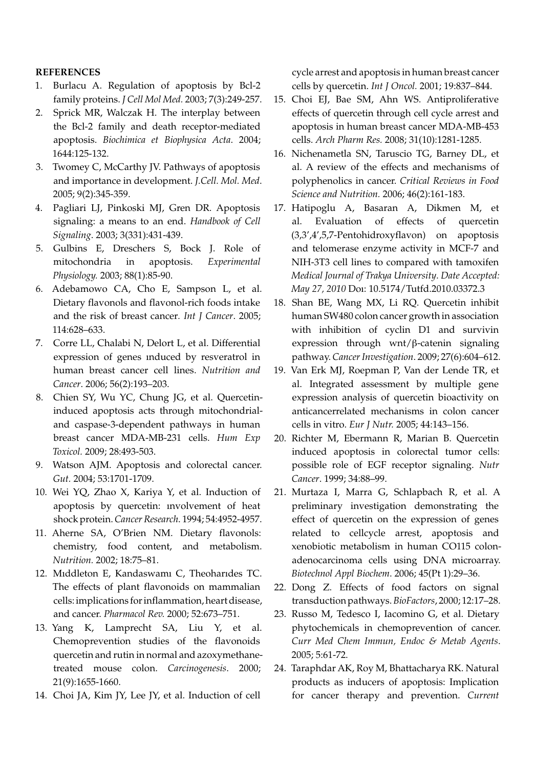**REFERENCES**

1. Burlacu A. Regulation of apoptosis by Bcl-2 family proteins. *J Cell Mol Med*. 2003; 7(3):249-257.
2. Sprick MR, Walczak H. The interplay between the Bcl-2 family and death receptor-mediated apoptosis. *Biochimica et Biophysica Acta*. 2004; 1644:125-132.
3. Twomey C, McCarthy JV. Pathways of apoptosis and importance in development. *J.Cell. Mol. Med*. 2005; 9(2):345-359.
4. Pagliari LJ, Pinkoski MJ, Gren DR. Apoptosis signaling: a means to an end. *Handbook of Cell Signaling*. 2003; 3(331):431-439.
5. Gulbins E, Dreschers S, Bock J. Role of mitochondria in apoptosis. *Experimental Physiology.* 2003; 88(1):85-90.
6. Adebamowo CA, Cho E, Sampson L, et al. Dietary flavonols and flavonol-rich foods intake and the risk of breast cancer. *Int J Cancer*. 2005; 114:628–633.
7. Corre LL, Chalabi N, Delort L, et al. Differential expression of genes ınduced by resveratrol in human breast cancer cell lines. *Nutrition and Cancer*. 2006; 56(2):193–203.
8. Chien SY, Wu YC, Chung JG, et al. Quercetin-induced apoptosis acts through mitochondrial- and caspase-3-dependent pathways in human breast cancer MDA-MB-231 cells. *Hum Exp Toxicol.* 2009; 28:493-503.
9. Watson AJM. Apoptosis and colorectal cancer. *Gut.* 2004; 53:1701-1709.
10. Wei YQ, Zhao X, Kariya Y, et al. Induction of apoptosis by quercetin: ınvolvement of heat shock protein. *Cancer Research*. 1994; 54:4952-4957.
11. Aherne SA, O'Brien NM. Dietary flavonols: chemistry, food content, and metabolism. *Nutrition.* 2002; 18:75–81.
12. Mıddleton E, Kandaswamı C, Theoharıdes TC. The effects of plant flavonoids on mammalian cells: implications for inflammation, heart disease, and cancer. *Pharmacol Rev.* 2000; 52:673–751.
13. Yang K, Lamprecht SA, Liu Y, et al. Chemoprevention studies of the flavonoids quercetin and rutin in normal and azoxymethane-treated mouse colon. *Carcinogenesis*. 2000; 21(9):1655-1660.
14. Choi JA, Kim JY, Lee JY, et al. Induction of cell cycle arrest and apoptosis in human breast cancer cells by quercetin. *Int J Oncol.* 2001; 19:837–844.
15. Choi EJ, Bae SM, Ahn WS. Antiproliferative effects of quercetin through cell cycle arrest and apoptosis in human breast cancer MDA-MB-453 cells. *Arch Pharm Res.* 2008; 31(10):1281-1285.
16. Nichenametla SN, Taruscio TG, Barney DL, et al. A review of the effects and mechanisms of polyphenolics in cancer. *Critical Reviews in Food Science and Nutrition.* 2006; 46(2):161-183.
17. Hatipoglu A, Basaran A, Dikmen M, et al. Evaluation of effects of quercetin (3,3',4',5,7-Pentohidroxyflavon) on apoptosis and telomerase enzyme activity in MCF-7 and NIH-3T3 cell lines to compared with tamoxifen *Medical Journal of Trakya University*. *Date Accepted: May 27, 2010* Doı: 10.5174/Tutfd.2010.03372.3
18. Shan BE, Wang MX, Li RQ. Quercetin inhibit human SW480 colon cancer growth in association with inhibition of cyclin D1 and survivin expression through wnt/β-catenin signaling pathway. *Cancer Investigation*. 2009; 27(6):604–612.
19. Van Erk MJ, Roepman P, Van der Lende TR, et al. Integrated assessment by multiple gene expression analysis of quercetin bioactivity on anticancerrelated mechanisms in colon cancer cells in vitro. *Eur J Nutr.* 2005; 44:143–156.
20. Richter M, Ebermann R, Marian B. Quercetin induced apoptosis in colorectal tumor cells: possible role of EGF receptor signaling. *Nutr Cancer*. 1999; 34:88–99.
21. Murtaza I, Marra G, Schlapbach R, et al. A preliminary investigation demonstrating the effect of quercetin on the expression of genes related to cellcycle arrest, apoptosis and xenobiotic metabolism in human CO115 colon-adenocarcinoma cells using DNA microarray. *Biotechnol Appl Biochem*. 2006; 45(Pt 1):29–36.
22. Dong Z. Effects of food factors on signal transduction pathways. *BioFactors*, 2000; 12:17–28.
23. Russo M, Tedesco I, Iacomino G, et al. Dietary phytochemicals in chemoprevention of cancer. *Curr Med Chem Immun, Endoc & Metab Agents*. 2005; 5:61-72.
24. Taraphdar AK, Roy M, Bhattacharya RK. Natural products as inducers of apoptosis: Implication for cancer therapy and prevention. *Current*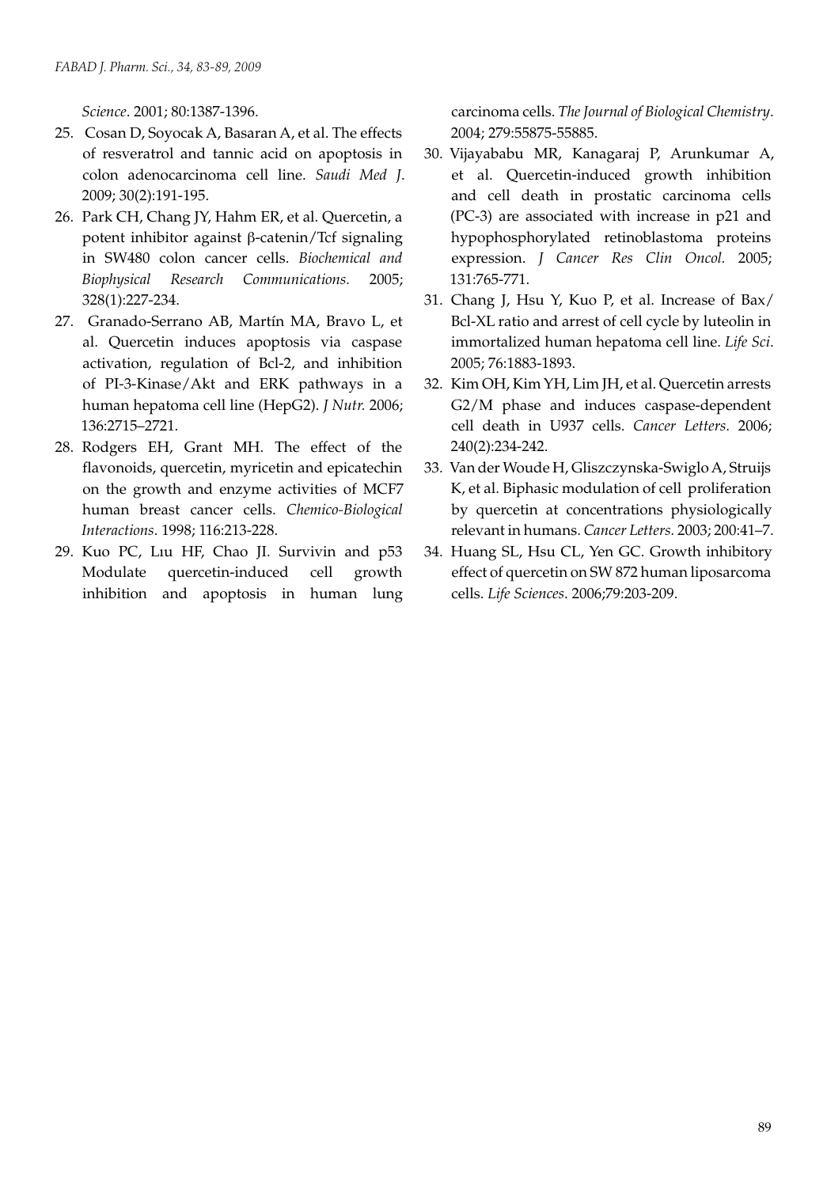*Science*. 2001; 80:1387-1396.

25. Cosan D, Soyocak A, Basaran A, et al. The effects of resveratrol and tannic acid on apoptosis in colon adenocarcinoma cell line. *Saudi Med J*. 2009; 30(2):191-195.
26. Park CH, Chang JY, Hahm ER, et al. Quercetin, a potent inhibitor against β-catenin/Tcf signaling in SW480 colon cancer cells. *Biochemical and Biophysical Research Communications.* 2005; 328(1):227-234.
27. Granado-Serrano AB, Martín MA, Bravo L, et al. Quercetin induces apoptosis via caspase activation, regulation of Bcl-2, and inhibition of PI-3-Kinase/Akt and ERK pathways in a human hepatoma cell line (HepG2). *J Nutr.* 2006; 136:2715–2721.
28. Rodgers EH, Grant MH. The effect of the flavonoids, quercetin, myricetin and epicatechin on the growth and enzyme activities of MCF7 human breast cancer cells. *Chemico-Biological Interactions*. 1998; 116:213-228.
29. Kuo PC, Lıu HF, Chao JI. Survivin and p53 Modulate quercetin-induced cell growth inhibition and apoptosis in human lung carcinoma cells. *The Journal of Biological Chemistry*. 2004; 279:55875-55885.
30. Vijayababu MR, Kanagaraj P, Arunkumar A, et al. Quercetin-induced growth inhibition and cell death in prostatic carcinoma cells (PC-3) are associated with increase in p21 and hypophosphorylated retinoblastoma proteins expression. *J Cancer Res Clin Oncol.* 2005; 131:765-771.
31. Chang J, Hsu Y, Kuo P, et al. Increase of Bax/Bcl-XL ratio and arrest of cell cycle by luteolin in immortalized human hepatoma cell line. *Life Sci*. 2005; 76:1883-1893.
32. Kim OH, Kim YH, Lim JH, et al. Quercetin arrests G2/M phase and induces caspase-dependent cell death in U937 cells. *Cancer Letters*. 2006; 240(2):234-242.
33. Van der Woude H, Gliszczynska-Swiglo A, Struijs K, et al. Biphasic modulation of cell proliferation by quercetin at concentrations physiologically relevant in humans. *Cancer Letters.* 2003; 200:41–7.
34. Huang SL, Hsu CL, Yen GC. Growth inhibitory effect of quercetin on SW 872 human liposarcoma cells. *Life Sciences*. 2006;79:203-209.